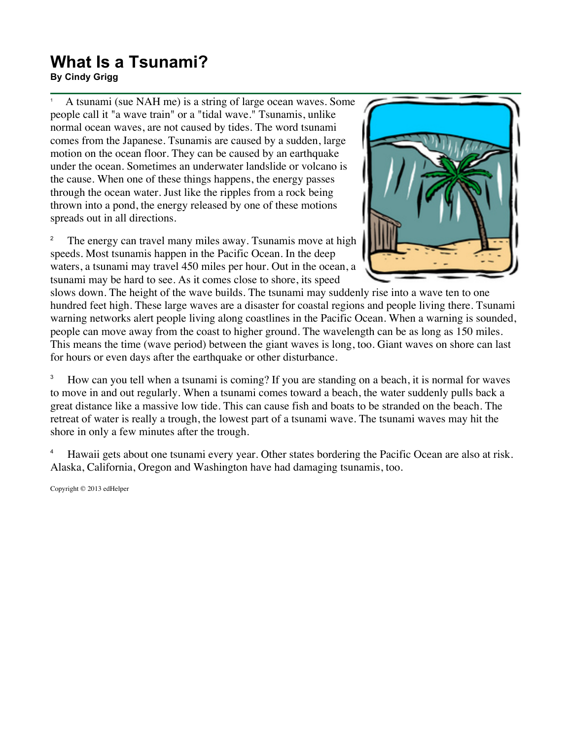# What Is a Tsunami?

**By Cindy Grigg**

1 A tsunami (sue NAH me) is a string of large ocean waves. Some people call it "a wave train" or a "tidal wave." Tsunamis, unlike normal ocean waves, are not caused by tides. The word tsunami comes from the Japanese. Tsunamis are caused by a sudden, large motion on the ocean floor. They can be caused by an earthquake under the ocean. Sometimes an underwater landslide or volcano is the cause. When one of these things happens, the energy passes through the ocean water. Just like the ripples from a rock being thrown into a pond, the energy released by one of these motions spreads out in all directions.

2 The energy can travel many miles away. Tsunamis move at high speeds. Most tsunamis happen in the Pacific Ocean. In the deep waters, a tsunami may travel 450 miles per hour. Out in the ocean, a tsunami may be hard to see. As it comes close to shore, its speed slows down. The height of the wave builds. The tsunami may suddenly rise into a wave ten to one hundred feet high. These large waves are a disaster for coastal regions and people living there. Tsunami warning networks alert people living along coastlines in the Pacific Ocean. When a warning is sounded, people can move away from the coast to higher ground. The wavelength can be as long as 150 miles. This means the time (wave period) between the giant waves is long, too. Giant waves on shore can last for hours or even days after the earthquake or other disturbance.

3 How can you tell when a tsunami is coming? If you are standing on a beach, it is normal for waves to move in and out regularly. When a tsunami comes toward a beach, the water suddenly pulls back a great distance like a massive low tide. This can cause fish and boats to be stranded on the beach. The retreat of water is really a trough, the lowest part of a tsunami wave. The tsunami waves may hit the shore in only a few minutes after the trough.

4 Hawaii gets about one tsunami every year. Other states bordering the Pacific Ocean are also at risk. Alaska, California, Oregon and Washington have had damaging tsunamis, too.

Copyright © 2013 edHelper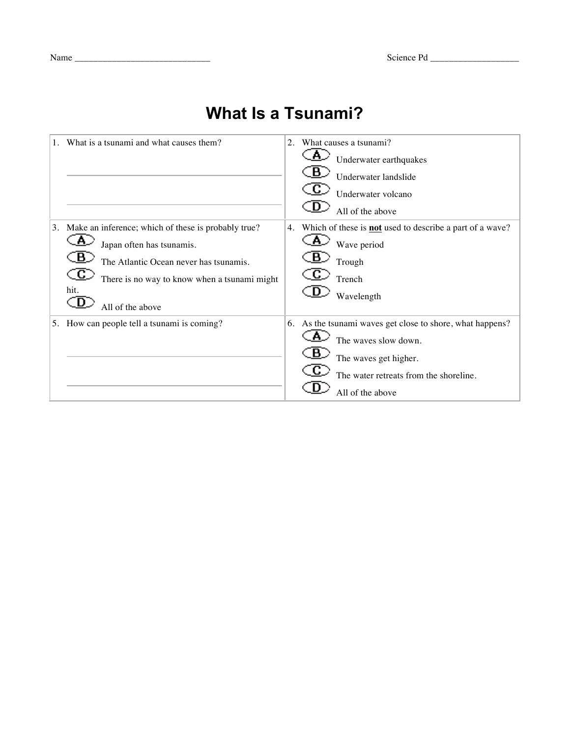Name ______________________________ Science Pd ____________________

# What Is a Tsunami?

| | |
|---|---|
| 1. What is a tsunami and what causes them?<br><br>______________________________________<br><br>______________________________________ | 2. What causes a tsunami?<br>(A) Underwater earthquakes<br>(B) Underwater landslide<br>(C) Underwater volcano<br>(D) All of the above |
| 3. Make an inference; which of these is probably true?<br>(A) Japan often has tsunamis.<br>(B) The Atlantic Ocean never has tsunamis.<br>(C) There is no way to know when a tsunami might hit.<br>(D) All of the above | 4. Which of these is **not** used to describe a part of a wave?<br>(A) Wave period<br>(B) Trough<br>(C) Trench<br>(D) Wavelength |
| 5. How can people tell a tsunami is coming?<br><br>______________________________________<br><br>______________________________________ | 6. As the tsunami waves get close to shore, what happens?<br>(A) The waves slow down.<br>(B) The waves get higher.<br>(C) The water retreats from the shoreline.<br>(D) All of the above |